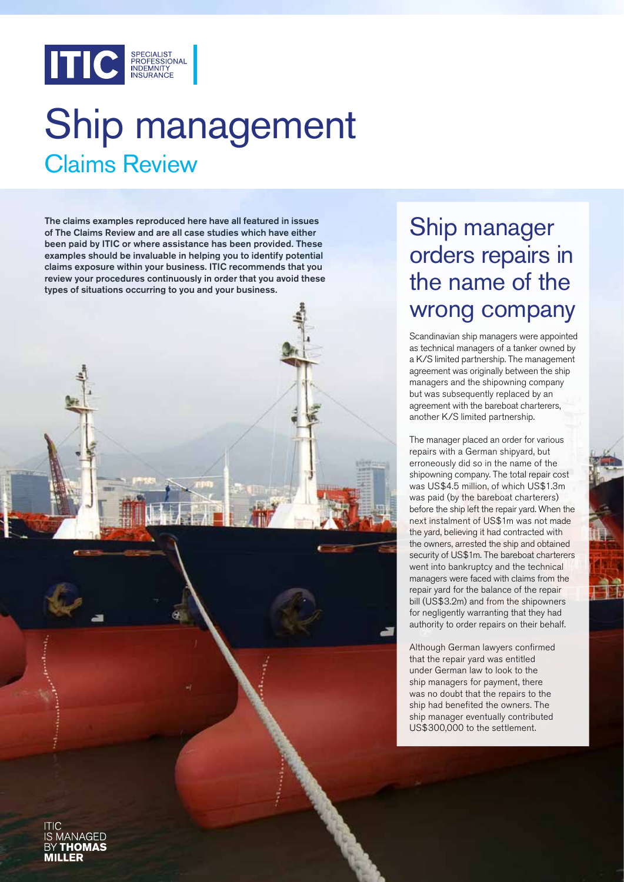ITIC SPECIALIST PROFESSIONAL INDEMNITY INSURANCE

# Ship management

## Claims Review

**The claims examples reproduced here have all featured in issues of The Claims Review and are all case studies which have either been paid by ITIC or where assistance has been provided. These examples should be invaluable in helping you to identify potential claims exposure within your business. ITIC recommends that you review your procedures continuously in order that you avoid these types of situations occurring to you and your business.**

## Ship manager orders repairs in the name of the wrong company

Scandinavian ship managers were appointed as technical managers of a tanker owned by a K/S limited partnership. The management agreement was originally between the ship managers and the shipowning company but was subsequently replaced by an agreement with the bareboat charterers, another K/S limited partnership.

The manager placed an order for various repairs with a German shipyard, but erroneously did so in the name of the shipowning company. The total repair cost was US$4.5 million, of which US$1.3m was paid (by the bareboat charterers) before the ship left the repair yard. When the next instalment of US$1m was not made the yard, believing it had contracted with the owners, arrested the ship and obtained security of US$1m. The bareboat charterers went into bankruptcy and the technical managers were faced with claims from the repair yard for the balance of the repair bill (US$3.2m) and from the shipowners for negligently warranting that they had authority to order repairs on their behalf.

Although German lawyers confirmed that the repair yard was entitled under German law to look to the ship managers for payment, there was no doubt that the repairs to the ship had benefited the owners. The ship manager eventually contributed US$300,000 to the settlement.

ITIC IS MANAGED BY **THOMAS MILLER**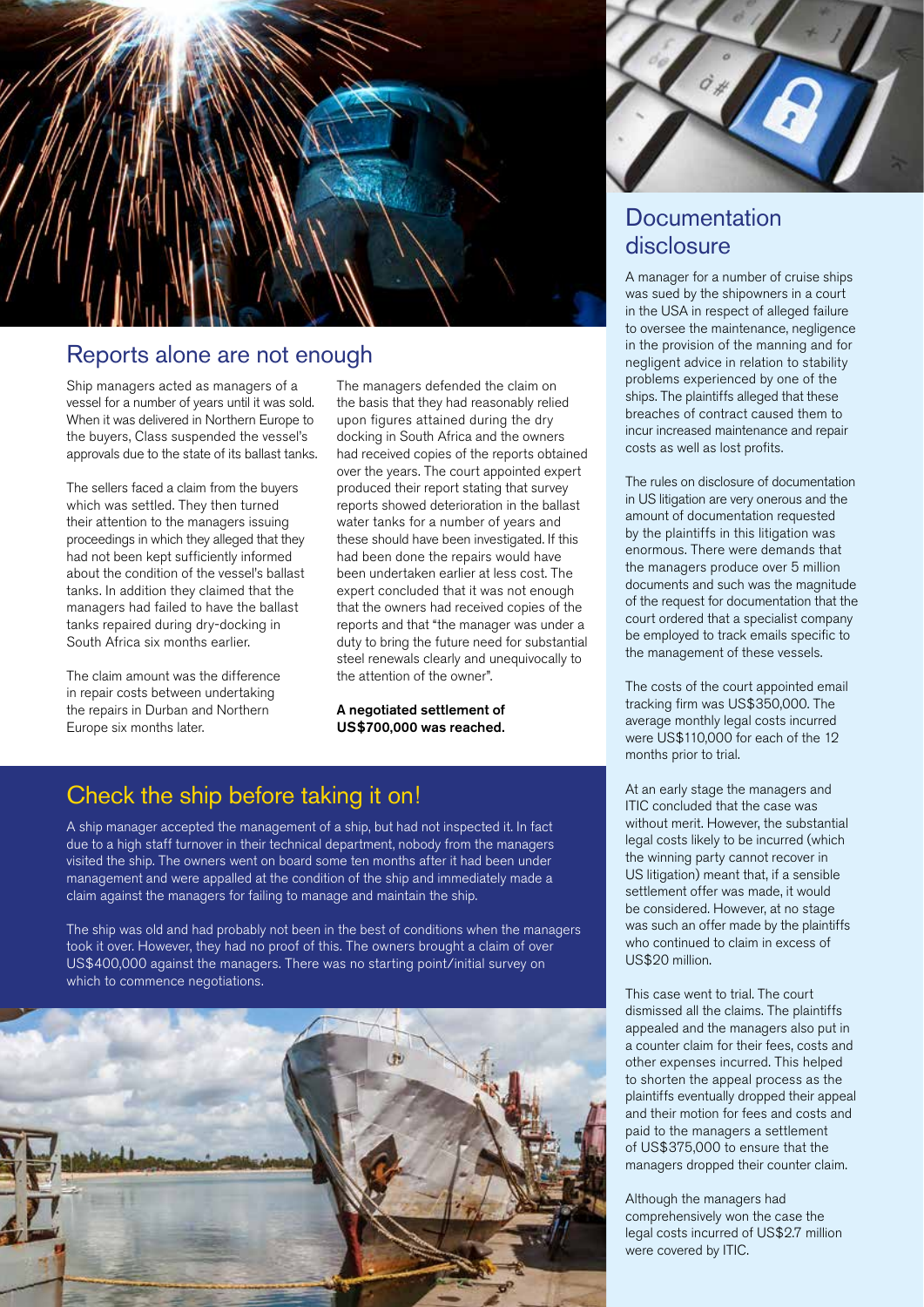## Reports alone are not enough

Ship managers acted as managers of a vessel for a number of years until it was sold. When it was delivered in Northern Europe to the buyers, Class suspended the vessel's approvals due to the state of its ballast tanks.

The sellers faced a claim from the buyers which was settled. They then turned their attention to the managers issuing proceedings in which they alleged that they had not been kept sufficiently informed about the condition of the vessel's ballast tanks. In addition they claimed that the managers had failed to have the ballast tanks repaired during dry-docking in South Africa six months earlier.

The claim amount was the difference in repair costs between undertaking the repairs in Durban and Northern Europe six months later.

The managers defended the claim on the basis that they had reasonably relied upon figures attained during the dry docking in South Africa and the owners had received copies of the reports obtained over the years. The court appointed expert produced their report stating that survey reports showed deterioration in the ballast water tanks for a number of years and these should have been investigated. If this had been done the repairs would have been undertaken earlier at less cost. The expert concluded that it was not enough that the owners had received copies of the reports and that "the manager was under a duty to bring the future need for substantial steel renewals clearly and unequivocally to the attention of the owner".

**A negotiated settlement of US$700,000 was reached.**

## Check the ship before taking it on!

A ship manager accepted the management of a ship, but had not inspected it. In fact due to a high staff turnover in their technical department, nobody from the managers visited the ship. The owners went on board some ten months after it had been under management and were appalled at the condition of the ship and immediately made a claim against the managers for failing to manage and maintain the ship.

The ship was old and had probably not been in the best of conditions when the managers took it over. However, they had no proof of this. The owners brought a claim of over US$400,000 against the managers. There was no starting point/initial survey on which to commence negotiations.

## Documentation disclosure

A manager for a number of cruise ships was sued by the shipowners in a court in the USA in respect of alleged failure to oversee the maintenance, negligence in the provision of the manning and for negligent advice in relation to stability problems experienced by one of the ships. The plaintiffs alleged that these breaches of contract caused them to incur increased maintenance and repair costs as well as lost profits.

The rules on disclosure of documentation in US litigation are very onerous and the amount of documentation requested by the plaintiffs in this litigation was enormous. There were demands that the managers produce over 5 million documents and such was the magnitude of the request for documentation that the court ordered that a specialist company be employed to track emails specific to the management of these vessels.

The costs of the court appointed email tracking firm was US$350,000. The average monthly legal costs incurred were US$110,000 for each of the 12 months prior to trial.

At an early stage the managers and ITIC concluded that the case was without merit. However, the substantial legal costs likely to be incurred (which the winning party cannot recover in US litigation) meant that, if a sensible settlement offer was made, it would be considered. However, at no stage was such an offer made by the plaintiffs who continued to claim in excess of US$20 million.

This case went to trial. The court dismissed all the claims. The plaintiffs appealed and the managers also put in a counter claim for their fees, costs and other expenses incurred. This helped to shorten the appeal process as the plaintiffs eventually dropped their appeal and their motion for fees and costs and paid to the managers a settlement of US$375,000 to ensure that the managers dropped their counter claim.

Although the managers had comprehensively won the case the legal costs incurred of US$2.7 million were covered by ITIC.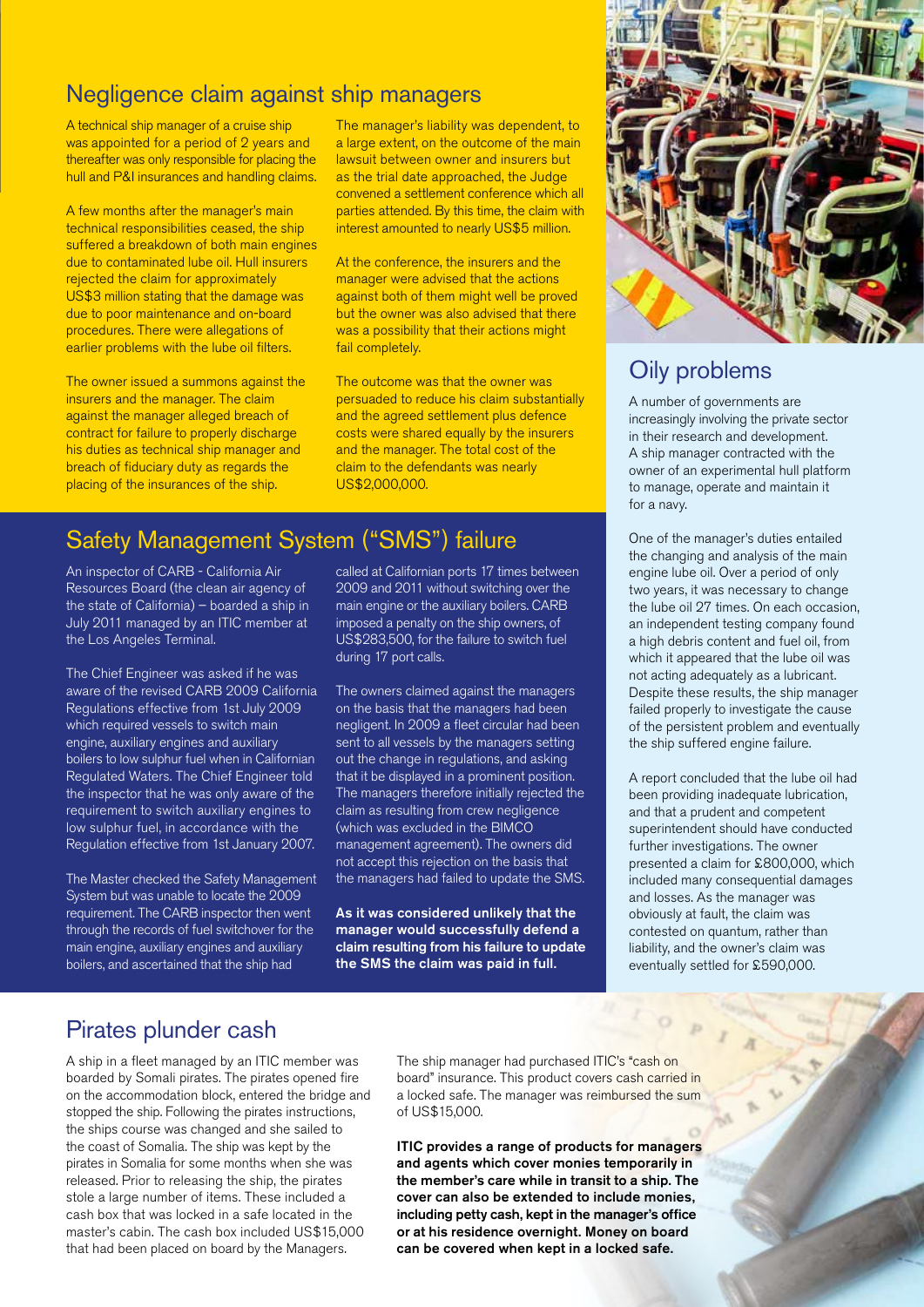## Negligence claim against ship managers

A technical ship manager of a cruise ship was appointed for a period of 2 years and thereafter was only responsible for placing the hull and P&I insurances and handling claims.

A few months after the manager's main technical responsibilities ceased, the ship suffered a breakdown of both main engines due to contaminated lube oil. Hull insurers rejected the claim for approximately US$3 million stating that the damage was due to poor maintenance and on-board procedures. There were allegations of earlier problems with the lube oil filters.

The owner issued a summons against the insurers and the manager. The claim against the manager alleged breach of contract for failure to properly discharge his duties as technical ship manager and breach of fiduciary duty as regards the placing of the insurances of the ship.

The manager's liability was dependent, to a large extent, on the outcome of the main lawsuit between owner and insurers but as the trial date approached, the Judge convened a settlement conference which all parties attended. By this time, the claim with interest amounted to nearly US$5 million.

At the conference, the insurers and the manager were advised that the actions against both of them might well be proved but the owner was also advised that there was a possibility that their actions might fail completely.

The outcome was that the owner was persuaded to reduce his claim substantially and the agreed settlement plus defence costs were shared equally by the insurers and the manager. The total cost of the claim to the defendants was nearly US$2,000,000.

## Safety Management System ("SMS") failure

An inspector of CARB - California Air Resources Board (the clean air agency of the state of California) – boarded a ship in July 2011 managed by an ITIC member at the Los Angeles Terminal.

The Chief Engineer was asked if he was aware of the revised CARB 2009 California Regulations effective from 1st July 2009 which required vessels to switch main engine, auxiliary engines and auxiliary boilers to low sulphur fuel when in Californian Regulated Waters. The Chief Engineer told the inspector that he was only aware of the requirement to switch auxiliary engines to low sulphur fuel, in accordance with the Regulation effective from 1st January 2007.

The Master checked the Safety Management System but was unable to locate the 2009 requirement. The CARB inspector then went through the records of fuel switchover for the main engine, auxiliary engines and auxiliary boilers, and ascertained that the ship had called at Californian ports 17 times between 2009 and 2011 without switching over the main engine or the auxiliary boilers. CARB imposed a penalty on the ship owners, of US$283,500, for the failure to switch fuel during 17 port calls.

The owners claimed against the managers on the basis that the managers had been negligent. In 2009 a fleet circular had been sent to all vessels by the managers setting out the change in regulations, and asking that it be displayed in a prominent position. The managers therefore initially rejected the claim as resulting from crew negligence (which was excluded in the BIMCO management agreement). The owners did not accept this rejection on the basis that the managers had failed to update the SMS.

**As it was considered unlikely that the manager would successfully defend a claim resulting from his failure to update the SMS the claim was paid in full.**

## Oily problems

A number of governments are increasingly involving the private sector in their research and development. A ship manager contracted with the owner of an experimental hull platform to manage, operate and maintain it for a navy.

One of the manager's duties entailed the changing and analysis of the main engine lube oil. Over a period of only two years, it was necessary to change the lube oil 27 times. On each occasion, an independent testing company found a high debris content and fuel oil, from which it appeared that the lube oil was not acting adequately as a lubricant. Despite these results, the ship manager failed properly to investigate the cause of the persistent problem and eventually the ship suffered engine failure.

A report concluded that the lube oil had been providing inadequate lubrication, and that a prudent and competent superintendent should have conducted further investigations. The owner presented a claim for £800,000, which included many consequential damages and losses. As the manager was obviously at fault, the claim was contested on quantum, rather than liability, and the owner's claim was eventually settled for £590,000.

## Pirates plunder cash

A ship in a fleet managed by an ITIC member was boarded by Somali pirates. The pirates opened fire on the accommodation block, entered the bridge and stopped the ship. Following the pirates instructions, the ships course was changed and she sailed to the coast of Somalia. The ship was kept by the pirates in Somalia for some months when she was released. Prior to releasing the ship, the pirates stole a large number of items. These included a cash box that was locked in a safe located in the master's cabin. The cash box included US$15,000 that had been placed on board by the Managers.

The ship manager had purchased ITIC's "cash on board" insurance. This product covers cash carried in a locked safe. The manager was reimbursed the sum of US$15,000.

**ITIC provides a range of products for managers and agents which cover monies temporarily in the member's care while in transit to a ship. The cover can also be extended to include monies, including petty cash, kept in the manager's office or at his residence overnight. Money on board can be covered when kept in a locked safe.**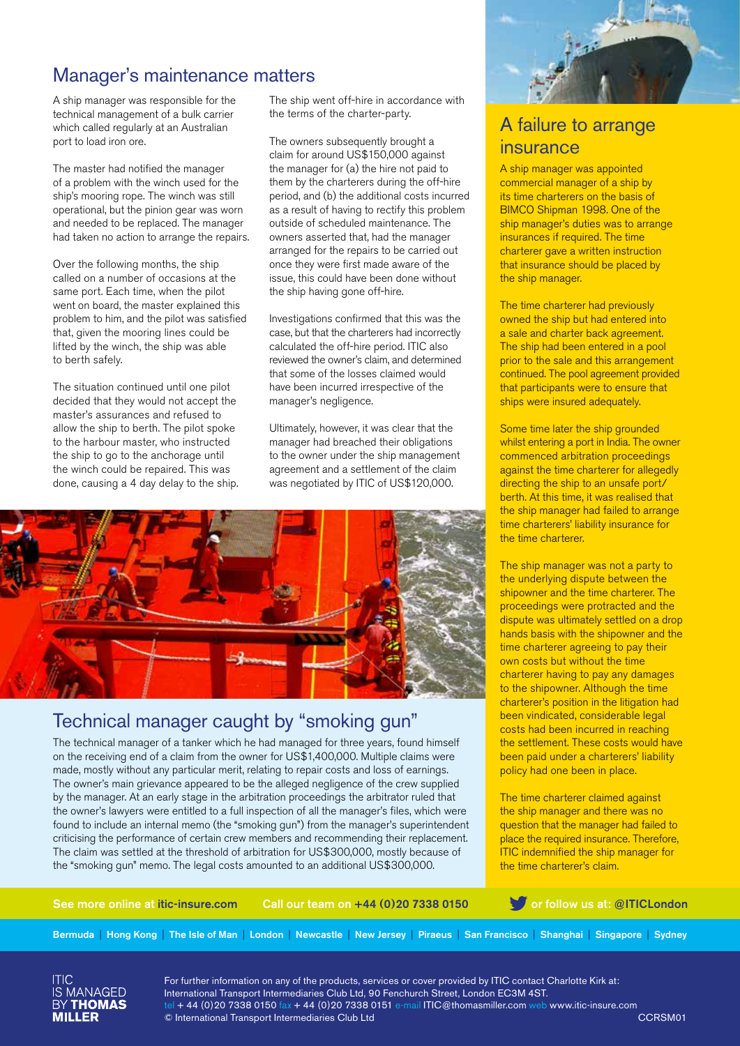## Manager's maintenance matters

A ship manager was responsible for the technical management of a bulk carrier which called regularly at an Australian port to load iron ore.

The master had notified the manager of a problem with the winch used for the ship's mooring rope. The winch was still operational, but the pinion gear was worn and needed to be replaced. The manager had taken no action to arrange the repairs.

Over the following months, the ship called on a number of occasions at the same port. Each time, when the pilot went on board, the master explained this problem to him, and the pilot was satisfied that, given the mooring lines could be lifted by the winch, the ship was able to berth safely.

The situation continued until one pilot decided that they would not accept the master's assurances and refused to allow the ship to berth. The pilot spoke to the harbour master, who instructed the ship to go to the anchorage until the winch could be repaired. This was done, causing a 4 day delay to the ship.

The ship went off-hire in accordance with the terms of the charter-party.

The owners subsequently brought a claim for around US$150,000 against the manager for (a) the hire not paid to them by the charterers during the off-hire period, and (b) the additional costs incurred as a result of having to rectify this problem outside of scheduled maintenance. The owners asserted that, had the manager arranged for the repairs to be carried out once they were first made aware of the issue, this could have been done without the ship having gone off-hire.

Investigations confirmed that this was the case, but that the charterers had incorrectly calculated the off-hire period. ITIC also reviewed the owner's claim, and determined that some of the losses claimed would have been incurred irrespective of the manager's negligence.

Ultimately, however, it was clear that the manager had breached their obligations to the owner under the ship management agreement and a settlement of the claim was negotiated by ITIC of US$120,000.

## Technical manager caught by "smoking gun"

The technical manager of a tanker which he had managed for three years, found himself on the receiving end of a claim from the owner for US$1,400,000. Multiple claims were made, mostly without any particular merit, relating to repair costs and loss of earnings. The owner's main grievance appeared to be the alleged negligence of the crew supplied by the manager. At an early stage in the arbitration proceedings the arbitrator ruled that the owner's lawyers were entitled to a full inspection of all the manager's files, which were found to include an internal memo (the "smoking gun") from the manager's superintendent criticising the performance of certain crew members and recommending their replacement. The claim was settled at the threshold of arbitration for US$300,000, mostly because of the "smoking gun" memo. The legal costs amounted to an additional US$300,000.

## A failure to arrange insurance

A ship manager was appointed commercial manager of a ship by its time charterers on the basis of BIMCO Shipman 1998. One of the ship manager's duties was to arrange insurances if required. The time charterer gave a written instruction that insurance should be placed by the ship manager.

The time charterer had previously owned the ship but had entered into a sale and charter back agreement. The ship had been entered in a pool prior to the sale and this arrangement continued. The pool agreement provided that participants were to ensure that ships were insured adequately.

Some time later the ship grounded whilst entering a port in India. The owner commenced arbitration proceedings against the time charterer for allegedly directing the ship to an unsafe port/berth. At this time, it was realised that the ship manager had failed to arrange time charterers' liability insurance for the time charterer.

The ship manager was not a party to the underlying dispute between the shipowner and the time charterer. The proceedings were protracted and the dispute was ultimately settled on a drop hands basis with the shipowner and the time charterer agreeing to pay their own costs but without the time charterer having to pay any damages to the shipowner. Although the time charterer's position in the litigation had been vindicated, considerable legal costs had been incurred in reaching the settlement. These costs would have been paid under a charterers' liability policy had one been in place.

The time charterer claimed against the ship manager and there was no question that the manager had failed to place the required insurance. Therefore, ITIC indemnified the ship manager for the time charterer's claim.

See more online at itic-insure.com | Call our team on +44 (0)20 7338 0150 | or follow us at: @ITICLondon

Bermuda | Hong Kong | The Isle of Man | London | Newcastle | New Jersey | Piraeus | San Francisco | Shanghai | Singapore | Sydney

ITIC IS MANAGED BY **THOMAS MILLER**

For further information on any of the products, services or cover provided by ITIC contact Charlotte Kirk at:
International Transport Intermediaries Club Ltd, 90 Fenchurch Street, London EC3M 4ST.
tel + 44 (0)20 7338 0150 fax + 44 (0)20 7338 0151 e-mail ITIC@thomasmiller.com web www.itic-insure.com
© International Transport Intermediaries Club Ltd

CCRSM01